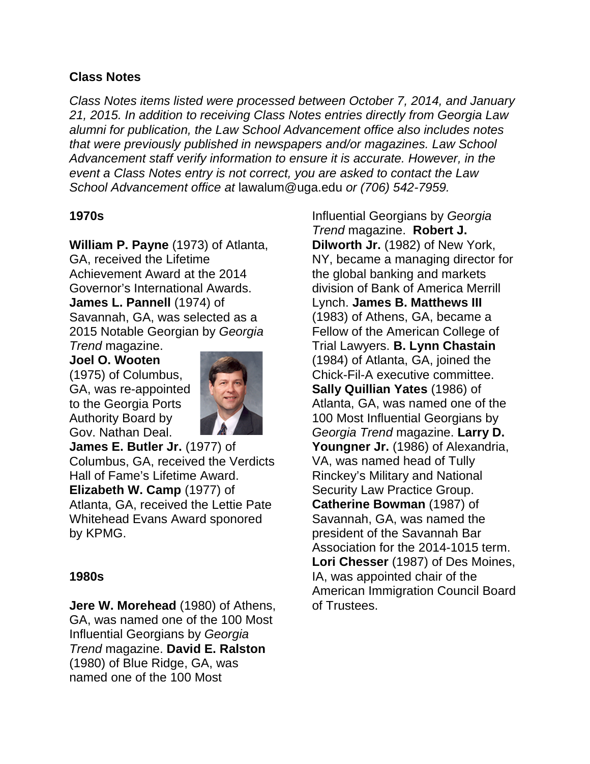## Class Notes

*Class Notes items listed were processed between October 7, 2014, and January 21, 2015. In addition to receiving Class Notes entries directly from Georgia Law alumni for publication, the Law School Advancement office also includes notes that were previously published in newspapers and/or magazines. Law School Advancement staff verify information to ensure it is accurate. However, in the event a Class Notes entry is not correct, you are asked to contact the Law School Advancement office at* lawalum@uga.edu *or (706) 542-7959.*

### 1970s

**William P. Payne** (1973) of Atlanta, GA, received the Lifetime Achievement Award at the 2014 Governor's International Awards. **James L. Pannell** (1974) of Savannah, GA, was selected as a 2015 Notable Georgian by *Georgia Trend* magazine. **Joel O. Wooten** (1975) of Columbus, GA, was re-appointed to the Georgia Ports Authority Board by Gov. Nathan Deal. **James E. Butler Jr.** (1977) of Columbus, GA, received the Verdicts Hall of Fame's Lifetime Award. **Elizabeth W. Camp** (1977) of Atlanta, GA, received the Lettie Pate Whitehead Evans Award sponored by KPMG.

### 1980s

**Jere W. Morehead** (1980) of Athens, GA, was named one of the 100 Most Influential Georgians by *Georgia Trend* magazine. **David E. Ralston** (1980) of Blue Ridge, GA, was named one of the 100 Most Influential Georgians by *Georgia Trend* magazine. **Robert J. Dilworth Jr.** (1982) of New York, NY, became a managing director for the global banking and markets division of Bank of America Merrill Lynch. **James B. Matthews III** (1983) of Athens, GA, became a Fellow of the American College of Trial Lawyers. **B. Lynn Chastain** (1984) of Atlanta, GA, joined the Chick-Fil-A executive committee. **Sally Quillian Yates** (1986) of Atlanta, GA, was named one of the 100 Most Influential Georgians by *Georgia Trend* magazine. **Larry D. Youngner Jr.** (1986) of Alexandria, VA, was named head of Tully Rinckey's Military and National Security Law Practice Group. **Catherine Bowman** (1987) of Savannah, GA, was named the president of the Savannah Bar Association for the 2014-1015 term. **Lori Chesser** (1987) of Des Moines, IA, was appointed chair of the American Immigration Council Board of Trustees.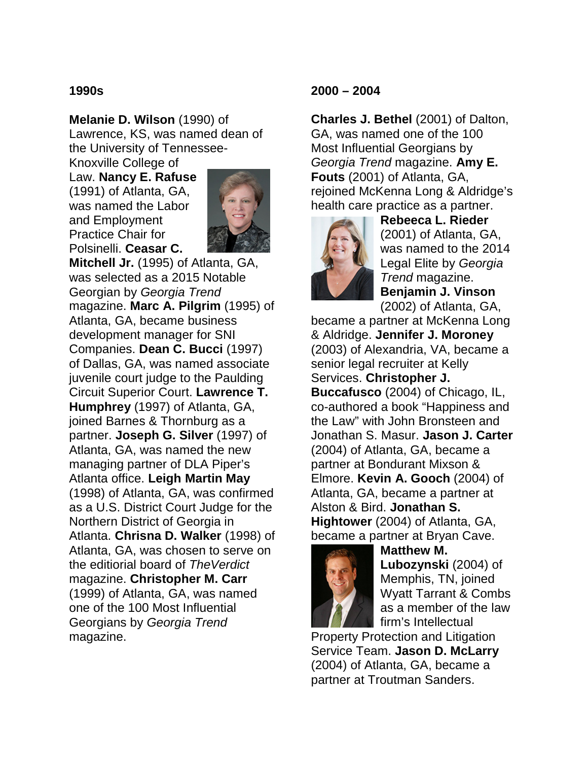### 1990s

**Melanie D. Wilson** (1990) of Lawrence, KS, was named dean of the University of Tennessee-Knoxville College of Law. **Nancy E. Rafuse** (1991) of Atlanta, GA, was named the Labor and Employment Practice Chair for Polsinelli. **Ceasar C. Mitchell Jr.** (1995) of Atlanta, GA, was selected as a 2015 Notable Georgian by *Georgia Trend* magazine. **Marc A. Pilgrim** (1995) of Atlanta, GA, became business development manager for SNI Companies. **Dean C. Bucci** (1997) of Dallas, GA, was named associate juvenile court judge to the Paulding Circuit Superior Court. **Lawrence T. Humphrey** (1997) of Atlanta, GA, joined Barnes & Thornburg as a partner. **Joseph G. Silver** (1997) of Atlanta, GA, was named the new managing partner of DLA Piper's Atlanta office. **Leigh Martin May** (1998) of Atlanta, GA, was confirmed as a U.S. District Court Judge for the Northern District of Georgia in Atlanta. **Chrisna D. Walker** (1998) of Atlanta, GA, was chosen to serve on the editiorial board of *TheVerdict* magazine. **Christopher M. Carr** (1999) of Atlanta, GA, was named one of the 100 Most Influential Georgians by *Georgia Trend* magazine.

### 2000 – 2004

**Charles J. Bethel** (2001) of Dalton, GA, was named one of the 100 Most Influential Georgians by *Georgia Trend* magazine. **Amy E. Fouts** (2001) of Atlanta, GA, rejoined McKenna Long & Aldridge's health care practice as a partner. **Rebeeca L. Rieder** (2001) of Atlanta, GA, was named to the 2014 Legal Elite by *Georgia Trend* magazine. **Benjamin J. Vinson** (2002) of Atlanta, GA, became a partner at McKenna Long & Aldridge. **Jennifer J. Moroney** (2003) of Alexandria, VA, became a senior legal recruiter at Kelly Services. **Christopher J. Buccafusco** (2004) of Chicago, IL, co-authored a book "Happiness and the Law" with John Bronsteen and Jonathan S. Masur. **Jason J. Carter** (2004) of Atlanta, GA, became a partner at Bondurant Mixson & Elmore. **Kevin A. Gooch** (2004) of Atlanta, GA, became a partner at Alston & Bird. **Jonathan S. Hightower** (2004) of Atlanta, GA, became a partner at Bryan Cave. **Matthew M. Lubozynski** (2004) of Memphis, TN, joined Wyatt Tarrant & Combs as a member of the law firm's Intellectual Property Protection and Litigation Service Team. **Jason D. McLarry** (2004) of Atlanta, GA, became a partner at Troutman Sanders.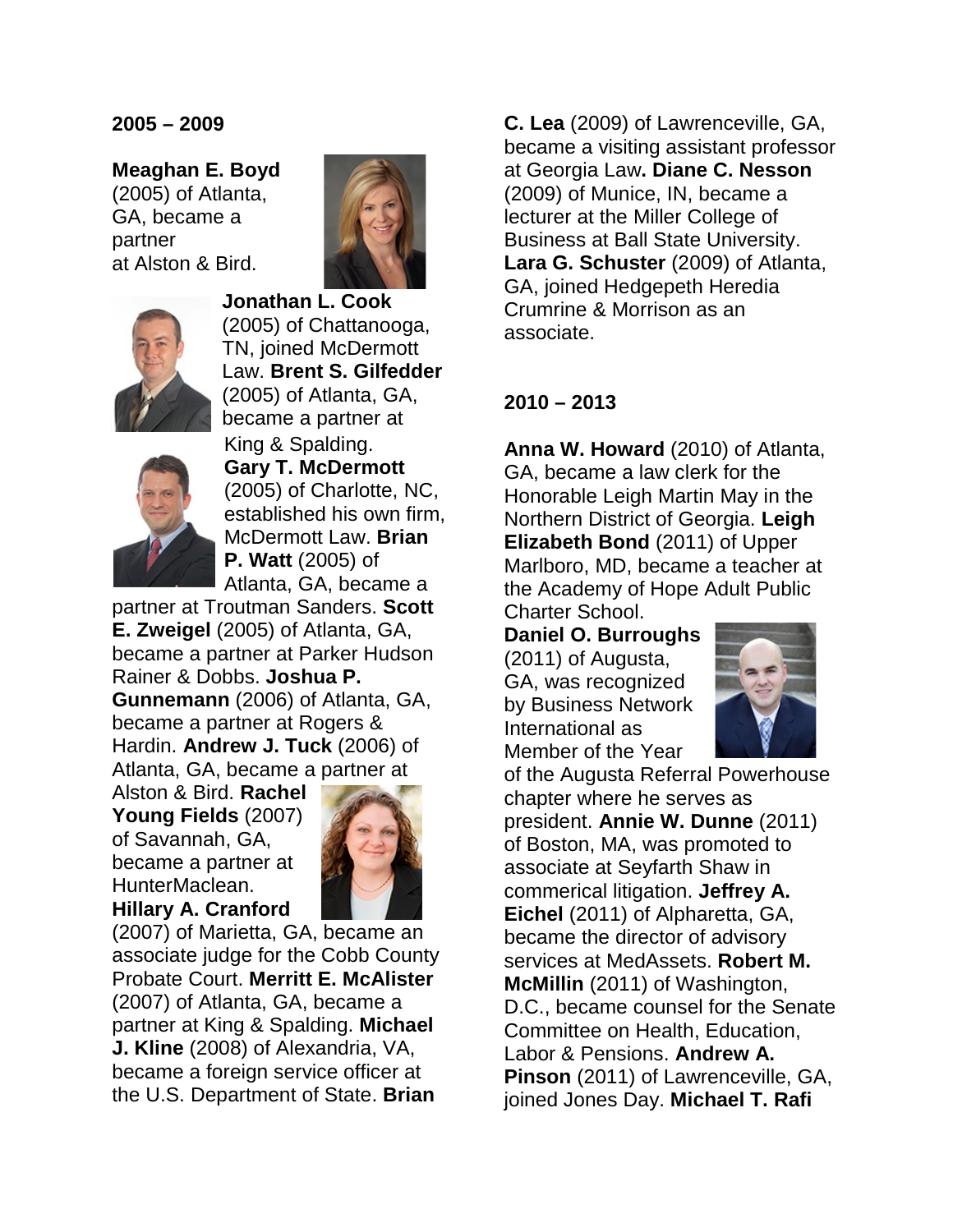## 2005 – 2009

**Meaghan E. Boyd** (2005) of Atlanta, GA, became a partner at Alston & Bird. **Jonathan L. Cook** (2005) of Chattanooga, TN, joined McDermott Law. **Brent S. Gilfedder** (2005) of Atlanta, GA, became a partner at King & Spalding. **Gary T. McDermott** (2005) of Charlotte, NC, established his own firm, McDermott Law. **Brian P. Watt** (2005) of Atlanta, GA, became a partner at Troutman Sanders. **Scott E. Zweigel** (2005) of Atlanta, GA, became a partner at Parker Hudson Rainer & Dobbs. **Joshua P. Gunnemann** (2006) of Atlanta, GA, became a partner at Rogers & Hardin. **Andrew J. Tuck** (2006) of Atlanta, GA, became a partner at Alston & Bird. **Rachel Young Fields** (2007) of Savannah, GA, became a partner at HunterMaclean. **Hillary A. Cranford** (2007) of Marietta, GA, became an associate judge for the Cobb County Probate Court. **Merritt E. McAlister** (2007) of Atlanta, GA, became a partner at King & Spalding. **Michael J. Kline** (2008) of Alexandria, VA, became a foreign service officer at the U.S. Department of State. **Brian C. Lea** (2009) of Lawrenceville, GA, became a visiting assistant professor at Georgia Law**. Diane C. Nesson** (2009) of Munice, IN, became a lecturer at the Miller College of Business at Ball State University. **Lara G. Schuster** (2009) of Atlanta, GA, joined Hedgepeth Heredia Crumrine & Morrison as an associate.

## 2010 – 2013

**Anna W. Howard** (2010) of Atlanta, GA, became a law clerk for the Honorable Leigh Martin May in the Northern District of Georgia. **Leigh Elizabeth Bond** (2011) of Upper Marlboro, MD, became a teacher at the Academy of Hope Adult Public Charter School. **Daniel O. Burroughs** (2011) of Augusta, GA, was recognized by Business Network International as Member of the Year of the Augusta Referral Powerhouse chapter where he serves as president. **Annie W. Dunne** (2011) of Boston, MA, was promoted to associate at Seyfarth Shaw in commerical litigation. **Jeffrey A. Eichel** (2011) of Alpharetta, GA, became the director of advisory services at MedAssets. **Robert M. McMillin** (2011) of Washington, D.C., became counsel for the Senate Committee on Health, Education, Labor & Pensions. **Andrew A. Pinson** (2011) of Lawrenceville, GA, joined Jones Day. **Michael T. Rafi**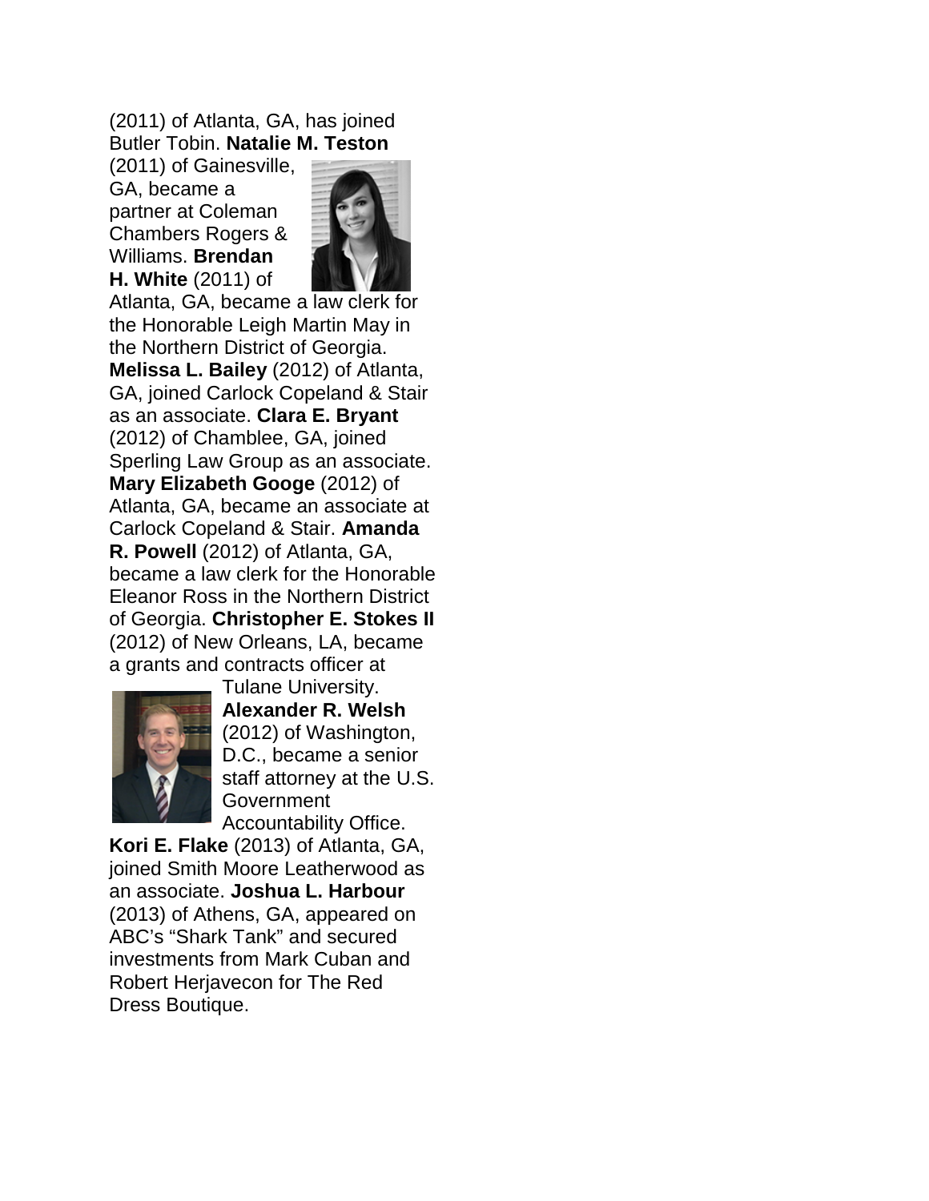(2011) of Atlanta, GA, has joined Butler Tobin. **Natalie M. Teston** (2011) of Gainesville, GA, became a partner at Coleman Chambers Rogers & Williams. **Brendan H. White** (2011) of Atlanta, GA, became a law clerk for the Honorable Leigh Martin May in the Northern District of Georgia. **Melissa L. Bailey** (2012) of Atlanta, GA, joined Carlock Copeland & Stair as an associate. **Clara E. Bryant** (2012) of Chamblee, GA, joined Sperling Law Group as an associate. **Mary Elizabeth Googe** (2012) of Atlanta, GA, became an associate at Carlock Copeland & Stair. **Amanda R. Powell** (2012) of Atlanta, GA, became a law clerk for the Honorable Eleanor Ross in the Northern District of Georgia. **Christopher E. Stokes II** (2012) of New Orleans, LA, became a grants and contracts officer at Tulane University. **Alexander R. Welsh** (2012) of Washington, D.C., became a senior staff attorney at the U.S. Government Accountability Office. **Kori E. Flake** (2013) of Atlanta, GA, joined Smith Moore Leatherwood as an associate. **Joshua L. Harbour** (2013) of Athens, GA, appeared on ABC's "Shark Tank" and secured investments from Mark Cuban and Robert Herjavecon for The Red Dress Boutique.